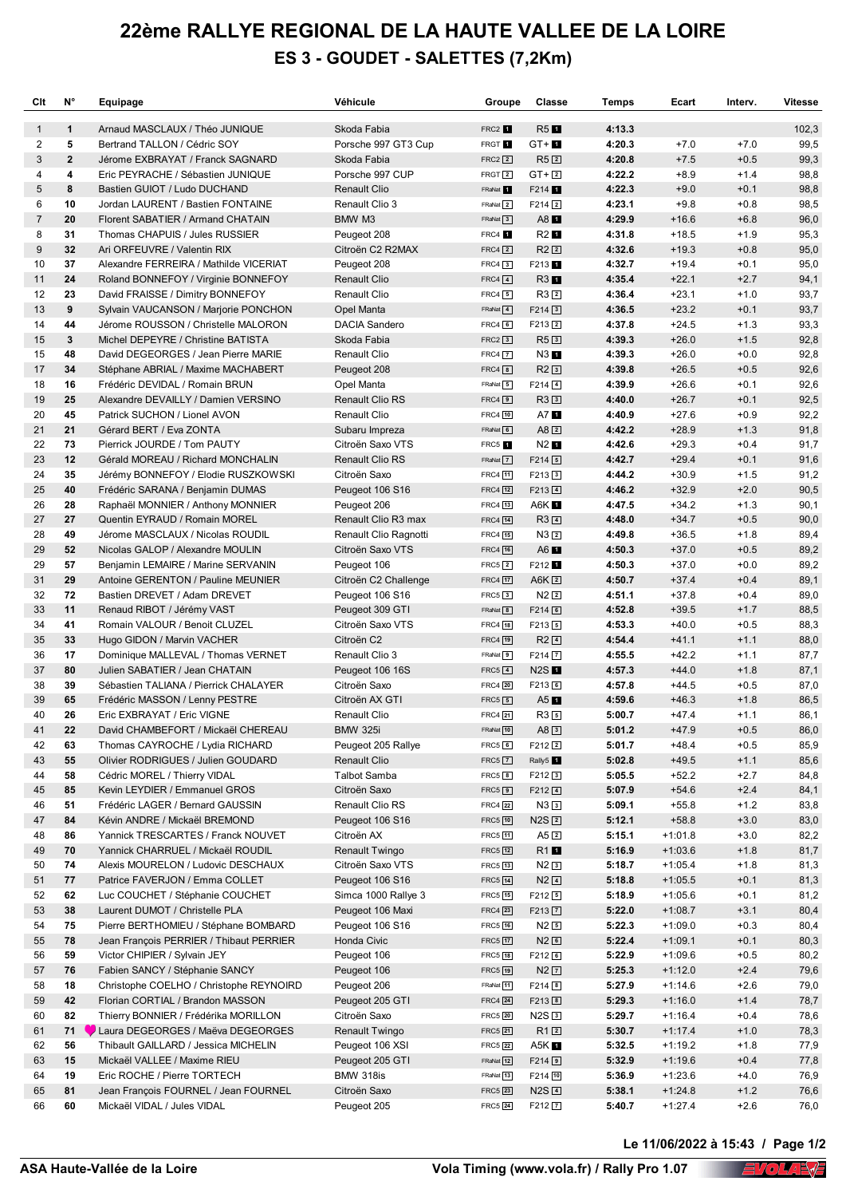# 22ème RALLYE REGIONAL DE LA HAUTE VALLEE DE LA LOIRE

## ES 3 - GOUDET - SALETTES (7,2Km)

| Clt | N° | Equipage | Véhicule | Groupe | Classe | Temps | Ecart | Interv. | Vitesse |
|---|---|---|---|---|---|---|---|---|---|
| 1 | 1 | Arnaud MASCLAUX / Théo JUNIQUE | Skoda Fabia | FRC2 1 | R5 1 | 4:13.3 | | | 102,3 |
| 2 | 5 | Bertrand TALLON / Cédric SOY | Porsche 997 GT3 Cup | FRGT 1 | GT+ 1 | 4:20.3 | +7.0 | +7.0 | 99,5 |
| 3 | 2 | Jérome EXBRAYAT / Franck SAGNARD | Skoda Fabia | FRC2 2 | R5 2 | 4:20.8 | +7.5 | +0.5 | 99,3 |
| 4 | 4 | Eric PEYRACHE / Sébastien JUNIQUE | Porsche 997 CUP | FRGT 2 | GT+ 2 | 4:22.2 | +8.9 | +1.4 | 98,8 |
| 5 | 8 | Bastien GUIOT / Ludo DUCHAND | Renault Clio | FRaNat 1 | F214 1 | 4:22.3 | +9.0 | +0.1 | 98,8 |
| 6 | 10 | Jordan LAURENT / Bastien FONTAINE | Renault Clio 3 | FRaNat 2 | F214 2 | 4:23.1 | +9.8 | +0.8 | 98,5 |
| 7 | 20 | Florent SABATIER / Armand CHATAIN | BMW M3 | FRaNat 3 | A8 1 | 4:29.9 | +16.6 | +6.8 | 96,0 |
| 8 | 31 | Thomas CHAPUIS / Jules RUSSIER | Peugeot 208 | FRC4 1 | R2 1 | 4:31.8 | +18.5 | +1.9 | 95,3 |
| 9 | 32 | Ari ORFEUVRE / Valentin RIX | Citroën C2 R2MAX | FRC4 2 | R2 2 | 4:32.6 | +19.3 | +0.8 | 95,0 |
| 10 | 37 | Alexandre FERREIRA / Mathilde VICERIAT | Peugeot 208 | FRC4 3 | F213 1 | 4:32.7 | +19.4 | +0.1 | 95,0 |
| 11 | 24 | Roland BONNEFOY / Virginie BONNEFOY | Renault Clio | FRC4 4 | R3 1 | 4:35.4 | +22.1 | +2.7 | 94,1 |
| 12 | 23 | David FRAISSE / Dimitry BONNEFOY | Renault Clio | FRC4 5 | R3 2 | 4:36.4 | +23.1 | +1.0 | 93,7 |
| 13 | 9 | Sylvain VAUCANSON / Marjorie PONCHON | Opel Manta | FRaNat 4 | F214 3 | 4:36.5 | +23.2 | +0.1 | 93,7 |
| 14 | 44 | Jérome ROUSSON / Christelle MALORON | DACIA Sandero | FRC4 6 | F213 2 | 4:37.8 | +24.5 | +1.3 | 93,3 |
| 15 | 3 | Michel DEPEYRE / Christine BATISTA | Skoda Fabia | FRC2 3 | R5 3 | 4:39.3 | +26.0 | +1.5 | 92,8 |
| 15 | 48 | David DEGEORGES / Jean Pierre MARIE | Renault Clio | FRC4 7 | N3 1 | 4:39.3 | +26.0 | +0.0 | 92,8 |
| 17 | 34 | Stéphane ABRIAL / Maxime MACHABERT | Peugeot 208 | FRC4 8 | R2 3 | 4:39.8 | +26.5 | +0.5 | 92,6 |
| 18 | 16 | Frédéric DEVIDAL / Romain BRUN | Opel Manta | FRaNat 5 | F214 4 | 4:39.9 | +26.6 | +0.1 | 92,6 |
| 19 | 25 | Alexandre DEVAILLY / Damien VERSINO | Renault Clio RS | FRC4 9 | R3 3 | 4:40.0 | +26.7 | +0.1 | 92,5 |
| 20 | 45 | Patrick SUCHON / Lionel AVON | Renault Clio | FRC4 10 | A7 1 | 4:40.9 | +27.6 | +0.9 | 92,2 |
| 21 | 21 | Gérard BERT / Eva ZONTA | Subaru Impreza | FRaNat 6 | A8 2 | 4:42.2 | +28.9 | +1.3 | 91,8 |
| 22 | 73 | Pierrick JOURDE / Tom PAUTY | Citroën Saxo VTS | FRC5 1 | N2 1 | 4:42.6 | +29.3 | +0.4 | 91,7 |
| 23 | 12 | Gérald MOREAU / Richard MONCHALIN | Renault Clio RS | FRaNat 7 | F214 5 | 4:42.7 | +29.4 | +0.1 | 91,6 |
| 24 | 35 | Jérémy BONNEFOY / Elodie RUSZKOWSKI | Citroën Saxo | FRC4 11 | F213 3 | 4:44.2 | +30.9 | +1.5 | 91,2 |
| 25 | 40 | Frédéric SARANA / Benjamin DUMAS | Peugeot 106 S16 | FRC4 12 | F213 4 | 4:46.2 | +32.9 | +2.0 | 90,5 |
| 26 | 28 | Raphaël MONNIER / Anthony MONNIER | Peugeot 206 | FRC4 13 | A6K 1 | 4:47.5 | +34.2 | +1.3 | 90,1 |
| 27 | 27 | Quentin EYRAUD / Romain MOREL | Renault Clio R3 max | FRC4 14 | R3 4 | 4:48.0 | +34.7 | +0.5 | 90,0 |
| 28 | 49 | Jérome MASCLAUX / Nicolas ROUDIL | Renault Clio Ragnotti | FRC4 15 | N3 2 | 4:49.8 | +36.5 | +1.8 | 89,4 |
| 29 | 52 | Nicolas GALOP / Alexandre MOULIN | Citroën Saxo VTS | FRC4 16 | A6 1 | 4:50.3 | +37.0 | +0.5 | 89,2 |
| 29 | 57 | Benjamin LEMAIRE / Marine SERVANIN | Peugeot 106 | FRC5 2 | F212 1 | 4:50.3 | +37.0 | +0.0 | 89,2 |
| 31 | 29 | Antoine GERENTON / Pauline MEUNIER | Citroën C2 Challenge | FRC4 17 | A6K 2 | 4:50.7 | +37.4 | +0.4 | 89,1 |
| 32 | 72 | Bastien DREVET / Adam DREVET | Peugeot 106 S16 | FRC5 3 | N2 2 | 4:51.1 | +37.8 | +0.4 | 89,0 |
| 33 | 11 | Renaud RIBOT / Jérémy VAST | Peugeot 309 GTI | FRaNat 8 | F214 6 | 4:52.8 | +39.5 | +1.7 | 88,5 |
| 34 | 41 | Romain VALOUR / Benoit CLUZEL | Citroën Saxo VTS | FRC4 18 | F213 5 | 4:53.3 | +40.0 | +0.5 | 88,3 |
| 35 | 33 | Hugo GIDON / Marvin VACHER | Citroën C2 | FRC4 19 | R2 4 | 4:54.4 | +41.1 | +1.1 | 88,0 |
| 36 | 17 | Dominique MALLEVAL / Thomas VERNET | Renault Clio 3 | FRaNat 9 | F214 7 | 4:55.5 | +42.2 | +1.1 | 87,7 |
| 37 | 80 | Julien SABATIER / Jean CHATAIN | Peugeot 106 16S | FRC5 4 | N2S 1 | 4:57.3 | +44.0 | +1.8 | 87,1 |
| 38 | 39 | Sébastien TALIANA / Pierrick CHALAYER | Citroën Saxo | FRC4 20 | F213 6 | 4:57.8 | +44.5 | +0.5 | 87,0 |
| 39 | 65 | Frédéric MASSON / Lenny PESTRE | Citroën AX GTI | FRC5 5 | A5 1 | 4:59.6 | +46.3 | +1.8 | 86,5 |
| 40 | 26 | Eric EXBRAYAT / Eric VIGNE | Renault Clio | FRC4 21 | R3 5 | 5:00.7 | +47.4 | +1.1 | 86,1 |
| 41 | 22 | David CHAMBEFORT / Mickaël CHEREAU | BMW 325i | FRaNat 10 | A8 3 | 5:01.2 | +47.9 | +0.5 | 86,0 |
| 42 | 63 | Thomas CAYROCHE / Lydia RICHARD | Peugeot 205 Rallye | FRC5 6 | F212 2 | 5:01.7 | +48.4 | +0.5 | 85,9 |
| 43 | 55 | Olivier RODRIGUES / Julien GOUDARD | Renault Clio | FRC5 7 | Rally5 1 | 5:02.8 | +49.5 | +1.1 | 85,6 |
| 44 | 58 | Cédric MOREL / Thierry VIDAL | Talbot Samba | FRC5 8 | F212 3 | 5:05.5 | +52.2 | +2.7 | 84,8 |
| 45 | 85 | Kevin LEYDIER / Emmanuel GROS | Citroën Saxo | FRC5 9 | F212 4 | 5:07.9 | +54.6 | +2.4 | 84,1 |
| 46 | 51 | Frédéric LAGER / Bernard GAUSSIN | Renault Clio RS | FRC4 22 | N3 3 | 5:09.1 | +55.8 | +1.2 | 83,8 |
| 47 | 84 | Kévin ANDRE / Mickaël BREMOND | Peugeot 106 S16 | FRC5 10 | N2S 2 | 5:12.1 | +58.8 | +3.0 | 83,0 |
| 48 | 86 | Yannick TRESCARTES / Franck NOUVET | Citroën AX | FRC5 11 | A5 2 | 5:15.1 | +1:01.8 | +3.0 | 82,2 |
| 49 | 70 | Yannick CHARRUEL / Mickaël ROUDIL | Renault Twingo | FRC5 12 | R1 1 | 5:16.9 | +1:03.6 | +1.8 | 81,7 |
| 50 | 74 | Alexis MOURELON / Ludovic DESCHAUX | Citroën Saxo VTS | FRC5 13 | N2 3 | 5:18.7 | +1:05.4 | +1.8 | 81,3 |
| 51 | 77 | Patrice FAVERJON / Emma COLLET | Peugeot 106 S16 | FRC5 14 | N2 4 | 5:18.8 | +1:05.5 | +0.1 | 81,3 |
| 52 | 62 | Luc COUCHET / Stéphanie COUCHET | Simca 1000 Rallye 3 | FRC5 15 | F212 5 | 5:18.9 | +1:05.6 | +0.1 | 81,2 |
| 53 | 38 | Laurent DUMOT / Christelle PLA | Peugeot 106 Maxi | FRC4 23 | F213 7 | 5:22.0 | +1:08.7 | +3.1 | 80,4 |
| 54 | 75 | Pierre BERTHOMIEU / Stéphane BOMBARD | Peugeot 106 S16 | FRC5 16 | N2 5 | 5:22.3 | +1:09.0 | +0.3 | 80,4 |
| 55 | 78 | Jean François PERRIER / Thibaut PERRIER | Honda Civic | FRC5 17 | N2 6 | 5:22.4 | +1:09.1 | +0.1 | 80,3 |
| 56 | 59 | Victor CHIPIER / Sylvain JEY | Peugeot 106 | FRC5 18 | F212 6 | 5:22.9 | +1:09.6 | +0.5 | 80,2 |
| 57 | 76 | Fabien SANCY / Stéphanie SANCY | Peugeot 106 | FRC5 19 | N2 7 | 5:25.3 | +1:12.0 | +2.4 | 79,6 |
| 58 | 18 | Christophe COELHO / Christophe REYNOIRD | Peugeot 206 | FRaNat 11 | F214 8 | 5:27.9 | +1:14.6 | +2.6 | 79,0 |
| 59 | 42 | Florian CORTIAL / Brandon MASSON | Peugeot 205 GTI | FRC4 24 | F213 8 | 5:29.3 | +1:16.0 | +1.4 | 78,7 |
| 60 | 82 | Thierry BONNIER / Frédérika MORILLON | Citroën Saxo | FRC5 20 | N2S 3 | 5:29.7 | +1:16.4 | +0.4 | 78,6 |
| 61 | 71 | Laura DEGEORGES / Maëva DEGEORGES | Renault Twingo | FRC5 21 | R1 2 | 5:30.7 | +1:17.4 | +1.0 | 78,3 |
| 62 | 56 | Thibault GAILLARD / Jessica MICHELIN | Peugeot 106 XSI | FRC5 22 | A5K 1 | 5:32.5 | +1:19.2 | +1.8 | 77,9 |
| 63 | 15 | Mickaël VALLEE / Maxime RIEU | Peugeot 205 GTI | FRaNat 12 | F214 9 | 5:32.9 | +1:19.6 | +0.4 | 77,8 |
| 64 | 19 | Eric ROCHE / Pierre TORTECH | BMW 318is | FRaNat 13 | F214 10 | 5:36.9 | +1:23.6 | +4.0 | 76,9 |
| 65 | 81 | Jean François FOURNEL / Jean FOURNEL | Citroën Saxo | FRC5 23 | N2S 4 | 5:38.1 | +1:24.8 | +1.2 | 76,6 |
| 66 | 60 | Mickaël VIDAL / Jules VIDAL | Peugeot 205 | FRC5 24 | F212 7 | 5:40.7 | +1:27.4 | +2.6 | 76,0 |

Le 11/06/2022 à 15:43

ASA Haute-Vallée de la Loire

Vola Timing (www.vola.fr) / Rally Pro 1.07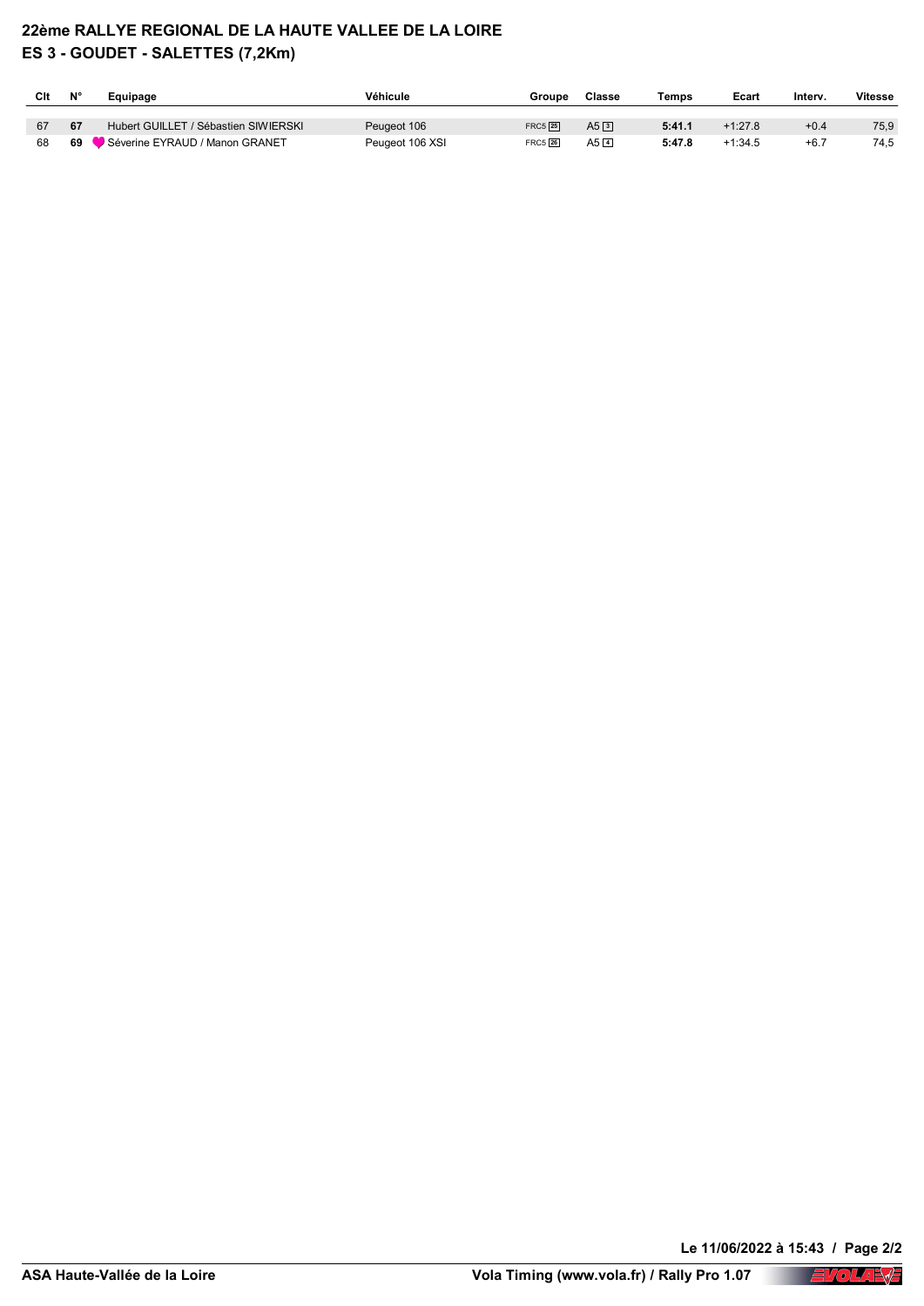# 22ème RALLYE REGIONAL DE LA HAUTE VALLEE DE LA LOIRE

## ES 3 - GOUDET - SALETTES (7,2Km)

| Clt | N° | Equipage | Véhicule | Groupe | Classe | Temps | Ecart | Interv. | Vitesse |
|---|---|---|---|---|---|---|---|---|---|
| 67 | **67** | Hubert GUILLET / Sébastien SIWIERSKI | Peugeot 106 | FRC5 25 | A5 3 | **5:41.1** | +1:27.8 | +0.4 | 75,9 |
| 68 | **69** | Séverine EYRAUD / Manon GRANET | Peugeot 106 XSI | FRC5 26 | A5 4 | **5:47.8** | +1:34.5 | +6.7 | 74,5 |

**Le 11/06/2022 à 15:43**

**ASA Haute-Vallée de la Loire** | **Vola Timing (www.vola.fr) / Rally Pro 1.07**